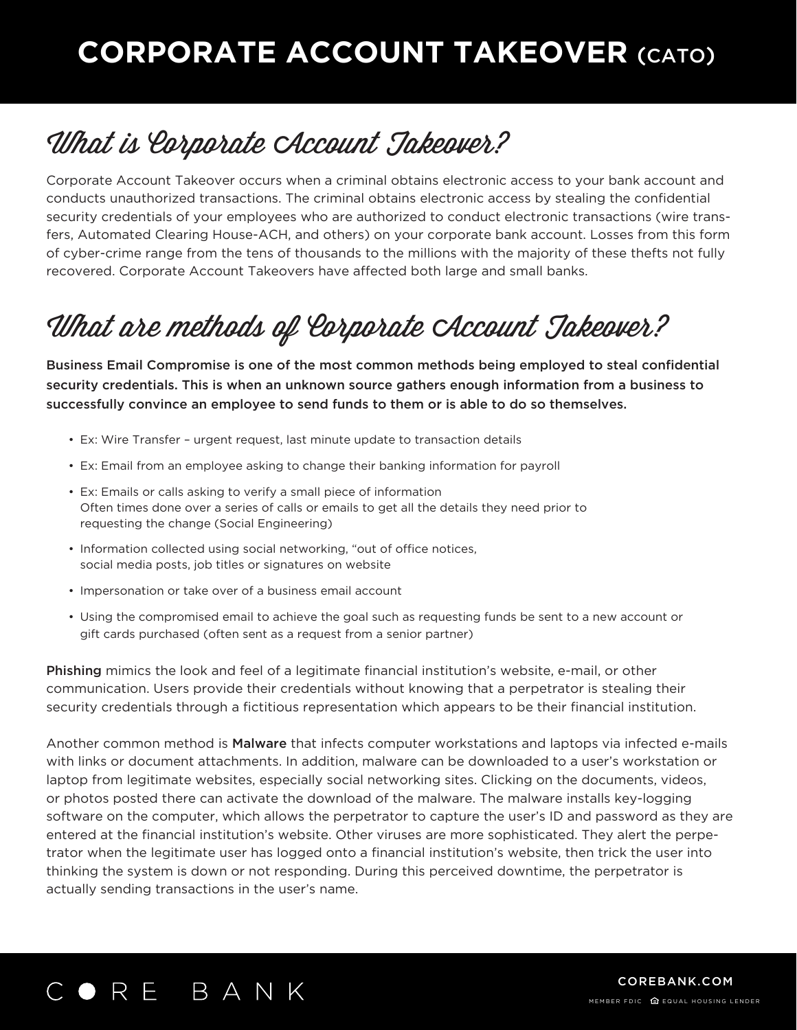# CORPORATE ACCOUNT TAKEOVER (CATO)

## What is Corporate Account Takeover?

Corporate Account Takeover occurs when a criminal obtains electronic access to your bank account and conducts unauthorized transactions. The criminal obtains electronic access by stealing the confidential security credentials of your employees who are authorized to conduct electronic transactions (wire transfers, Automated Clearing House-ACH, and others) on your corporate bank account. Losses from this form of cyber-crime range from the tens of thousands to the millions with the majority of these thefts not fully recovered. Corporate Account Takeovers have affected both large and small banks.

## What are methods of Corporate Account Takeover?

**Business Email Compromise is one of the most common methods being employed to steal confidential security credentials. This is when an unknown source gathers enough information from a business to successfully convince an employee to send funds to them or is able to do so themselves.**

- Ex: Wire Transfer – urgent request, last minute update to transaction details
- Ex: Email from an employee asking to change their banking information for payroll
- Ex: Emails or calls asking to verify a small piece of information
  Often times done over a series of calls or emails to get all the details they need prior to requesting the change (Social Engineering)
- Information collected using social networking, "out of office notices, social media posts, job titles or signatures on website
- Impersonation or take over of a business email account
- Using the compromised email to achieve the goal such as requesting funds be sent to a new account or gift cards purchased (often sent as a request from a senior partner)

**Phishing** mimics the look and feel of a legitimate financial institution's website, e-mail, or other communication. Users provide their credentials without knowing that a perpetrator is stealing their security credentials through a fictitious representation which appears to be their financial institution.

Another common method is **Malware** that infects computer workstations and laptops via infected e-mails with links or document attachments. In addition, malware can be downloaded to a user's workstation or laptop from legitimate websites, especially social networking sites. Clicking on the documents, videos, or photos posted there can activate the download of the malware. The malware installs key-logging software on the computer, which allows the perpetrator to capture the user's ID and password as they are entered at the financial institution's website. Other viruses are more sophisticated. They alert the perpetrator when the legitimate user has logged onto a financial institution's website, then trick the user into thinking the system is down or not responding. During this perceived downtime, the perpetrator is actually sending transactions in the user's name.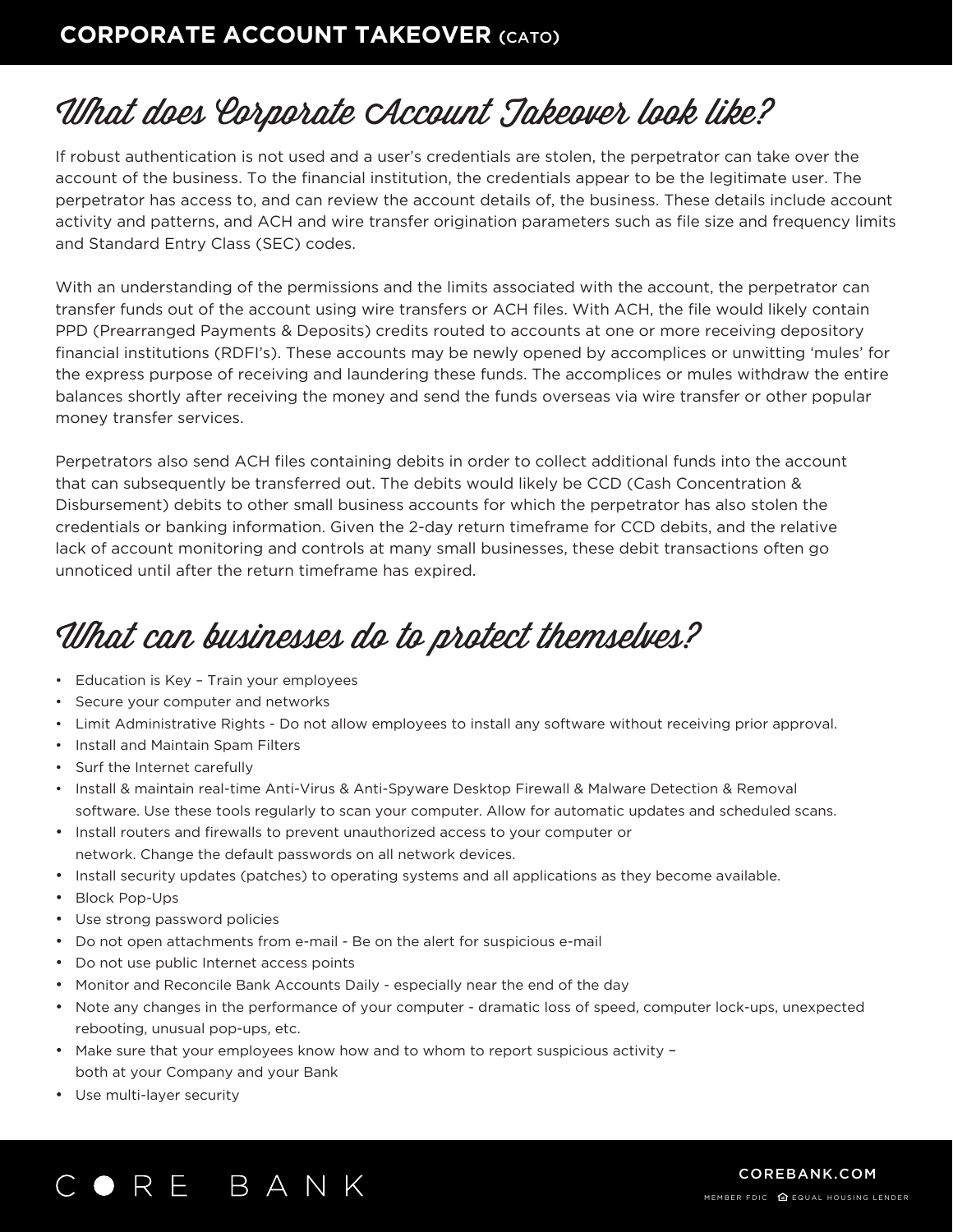# CORPORATE ACCOUNT TAKEOVER (CATO)

## What does Corporate Account Takeover look like?

If robust authentication is not used and a user's credentials are stolen, the perpetrator can take over the account of the business. To the financial institution, the credentials appear to be the legitimate user. The perpetrator has access to, and can review the account details of, the business. These details include account activity and patterns, and ACH and wire transfer origination parameters such as file size and frequency limits and Standard Entry Class (SEC) codes.

With an understanding of the permissions and the limits associated with the account, the perpetrator can transfer funds out of the account using wire transfers or ACH files. With ACH, the file would likely contain PPD (Prearranged Payments & Deposits) credits routed to accounts at one or more receiving depository financial institutions (RDFI's). These accounts may be newly opened by accomplices or unwitting 'mules' for the express purpose of receiving and laundering these funds. The accomplices or mules withdraw the entire balances shortly after receiving the money and send the funds overseas via wire transfer or other popular money transfer services.

Perpetrators also send ACH files containing debits in order to collect additional funds into the account that can subsequently be transferred out. The debits would likely be CCD (Cash Concentration & Disbursement) debits to other small business accounts for which the perpetrator has also stolen the credentials or banking information. Given the 2-day return timeframe for CCD debits, and the relative lack of account monitoring and controls at many small businesses, these debit transactions often go unnoticed until after the return timeframe has expired.

## What can businesses do to protect themselves?

- Education is Key – Train your employees
- Secure your computer and networks
- Limit Administrative Rights - Do not allow employees to install any software without receiving prior approval.
- Install and Maintain Spam Filters
- Surf the Internet carefully
- Install & maintain real-time Anti-Virus & Anti-Spyware Desktop Firewall & Malware Detection & Removal software. Use these tools regularly to scan your computer. Allow for automatic updates and scheduled scans.
- Install routers and firewalls to prevent unauthorized access to your computer or network. Change the default passwords on all network devices.
- Install security updates (patches) to operating systems and all applications as they become available.
- Block Pop-Ups
- Use strong password policies
- Do not open attachments from e-mail - Be on the alert for suspicious e-mail
- Do not use public Internet access points
- Monitor and Reconcile Bank Accounts Daily - especially near the end of the day
- Note any changes in the performance of your computer - dramatic loss of speed, computer lock-ups, unexpected rebooting, unusual pop-ups, etc.
- Make sure that your employees know how and to whom to report suspicious activity – both at your Company and your Bank
- Use multi-layer security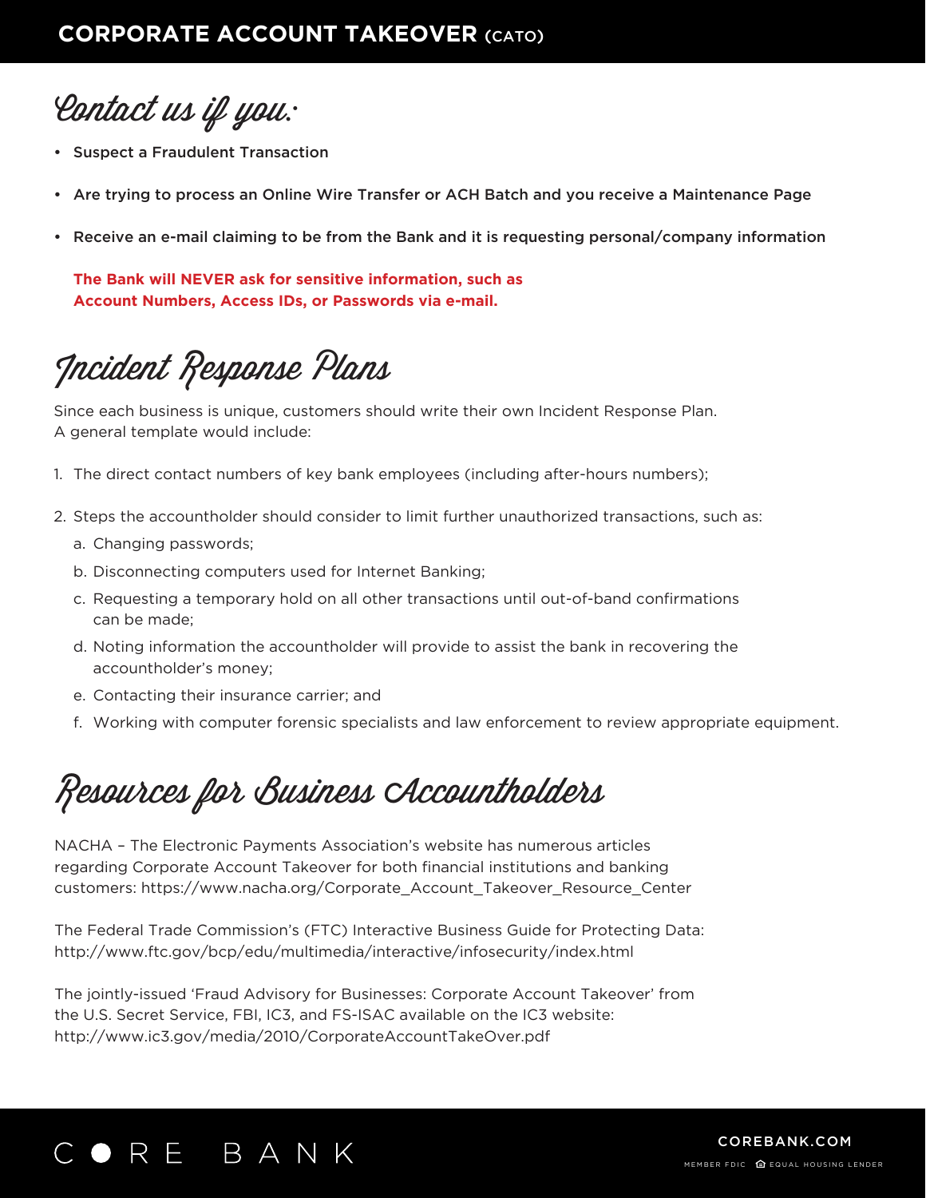# CORPORATE ACCOUNT TAKEOVER (CATO)

## Contact us if you:

- **Suspect a Fraudulent Transaction**
- **Are trying to process an Online Wire Transfer or ACH Batch and you receive a Maintenance Page**
- **Receive an e-mail claiming to be from the Bank and it is requesting personal/company information**

**The Bank will NEVER ask for sensitive information, such as Account Numbers, Access IDs, or Passwords via e-mail.**

## Incident Response Plans

Since each business is unique, customers should write their own Incident Response Plan. A general template would include:

1. The direct contact numbers of key bank employees (including after-hours numbers);
2. Steps the accountholder should consider to limit further unauthorized transactions, such as:
   a. Changing passwords;
   b. Disconnecting computers used for Internet Banking;
   c. Requesting a temporary hold on all other transactions until out-of-band confirmations can be made;
   d. Noting information the accountholder will provide to assist the bank in recovering the accountholder's money;
   e. Contacting their insurance carrier; and
   f. Working with computer forensic specialists and law enforcement to review appropriate equipment.

## Resources for Business Accountholders

NACHA – The Electronic Payments Association's website has numerous articles regarding Corporate Account Takeover for both financial institutions and banking customers: https://www.nacha.org/Corporate_Account_Takeover_Resource_Center

The Federal Trade Commission's (FTC) Interactive Business Guide for Protecting Data: http://www.ftc.gov/bcp/edu/multimedia/interactive/infosecurity/index.html

The jointly-issued 'Fraud Advisory for Businesses: Corporate Account Takeover' from the U.S. Secret Service, FBI, IC3, and FS-ISAC available on the IC3 website: http://www.ic3.gov/media/2010/CorporateAccountTakeOver.pdf

CORE BANK

COREBANK.COM

MEMBER FDIC EQUAL HOUSING LENDER